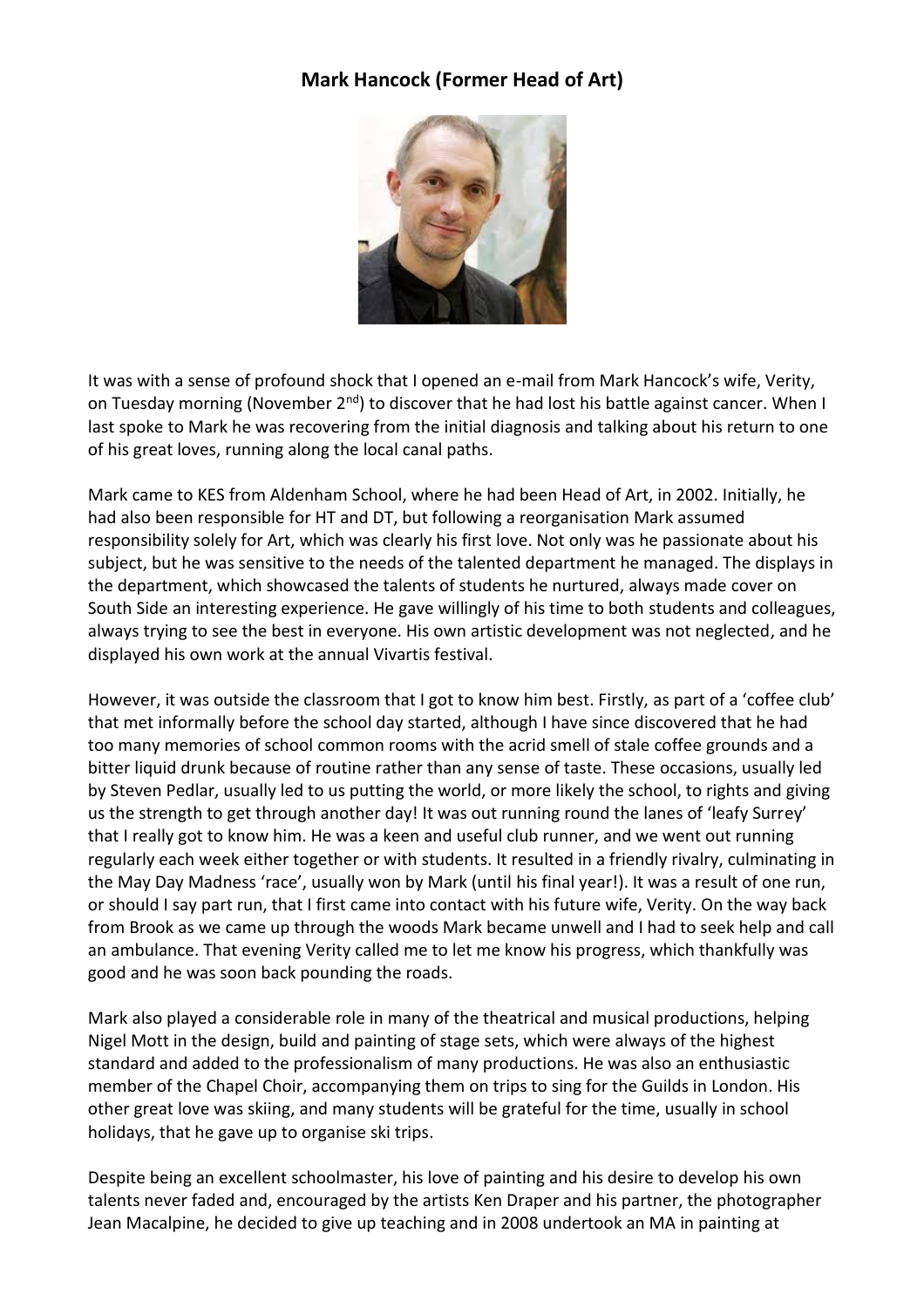# Mark Hancock (Former Head of Art)

It was with a sense of profound shock that I opened an e-mail from Mark Hancock's wife, Verity, on Tuesday morning (November 2nd) to discover that he had lost his battle against cancer. When I last spoke to Mark he was recovering from the initial diagnosis and talking about his return to one of his great loves, running along the local canal paths.

Mark came to KES from Aldenham School, where he had been Head of Art, in 2002. Initially, he had also been responsible for HT and DT, but following a reorganisation Mark assumed responsibility solely for Art, which was clearly his first love. Not only was he passionate about his subject, but he was sensitive to the needs of the talented department he managed. The displays in the department, which showcased the talents of students he nurtured, always made cover on South Side an interesting experience. He gave willingly of his time to both students and colleagues, always trying to see the best in everyone. His own artistic development was not neglected, and he displayed his own work at the annual Vivartis festival.

However, it was outside the classroom that I got to know him best. Firstly, as part of a 'coffee club' that met informally before the school day started, although I have since discovered that he had too many memories of school common rooms with the acrid smell of stale coffee grounds and a bitter liquid drunk because of routine rather than any sense of taste. These occasions, usually led by Steven Pedlar, usually led to us putting the world, or more likely the school, to rights and giving us the strength to get through another day! It was out running round the lanes of 'leafy Surrey' that I really got to know him. He was a keen and useful club runner, and we went out running regularly each week either together or with students. It resulted in a friendly rivalry, culminating in the May Day Madness 'race', usually won by Mark (until his final year!). It was a result of one run, or should I say part run, that I first came into contact with his future wife, Verity. On the way back from Brook as we came up through the woods Mark became unwell and I had to seek help and call an ambulance. That evening Verity called me to let me know his progress, which thankfully was good and he was soon back pounding the roads.

Mark also played a considerable role in many of the theatrical and musical productions, helping Nigel Mott in the design, build and painting of stage sets, which were always of the highest standard and added to the professionalism of many productions. He was also an enthusiastic member of the Chapel Choir, accompanying them on trips to sing for the Guilds in London. His other great love was skiing, and many students will be grateful for the time, usually in school holidays, that he gave up to organise ski trips.

Despite being an excellent schoolmaster, his love of painting and his desire to develop his own talents never faded and, encouraged by the artists Ken Draper and his partner, the photographer Jean Macalpine, he decided to give up teaching and in 2008 undertook an MA in painting at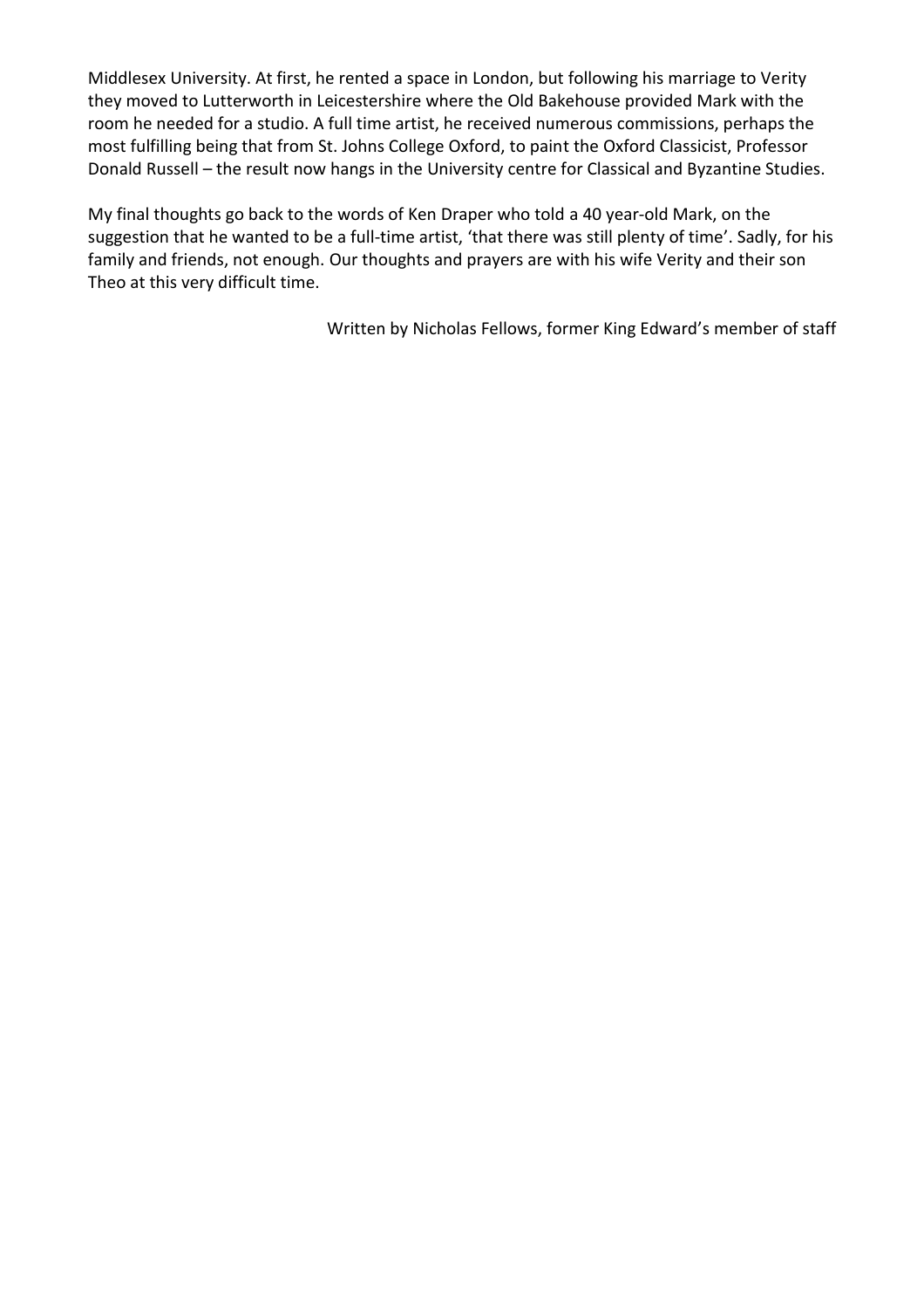Middlesex University. At first, he rented a space in London, but following his marriage to Verity they moved to Lutterworth in Leicestershire where the Old Bakehouse provided Mark with the room he needed for a studio. A full time artist, he received numerous commissions, perhaps the most fulfilling being that from St. Johns College Oxford, to paint the Oxford Classicist, Professor Donald Russell – the result now hangs in the University centre for Classical and Byzantine Studies.

My final thoughts go back to the words of Ken Draper who told a 40 year-old Mark, on the suggestion that he wanted to be a full-time artist, 'that there was still plenty of time'. Sadly, for his family and friends, not enough. Our thoughts and prayers are with his wife Verity and their son Theo at this very difficult time.

Written by Nicholas Fellows, former King Edward's member of staff